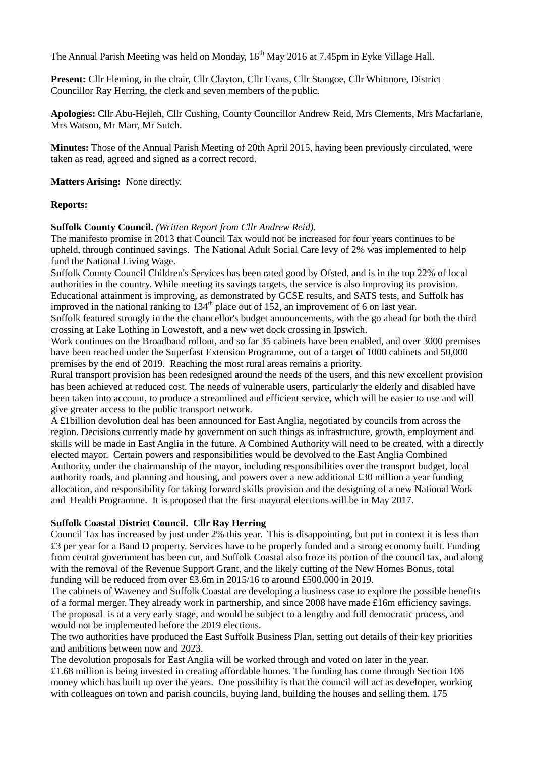The Annual Parish Meeting was held on Monday, 16th May 2016 at 7.45pm in Eyke Village Hall.

**Present:** Cllr Fleming, in the chair, Cllr Clayton, Cllr Evans, Cllr Stangoe, Cllr Whitmore, District Councillor Ray Herring, the clerk and seven members of the public.

**Apologies:** Cllr Abu-Hejleh, Cllr Cushing, County Councillor Andrew Reid, Mrs Clements, Mrs Macfarlane, Mrs Watson, Mr Marr, Mr Sutch.

**Minutes:** Those of the Annual Parish Meeting of 20th April 2015, having been previously circulated, were taken as read, agreed and signed as a correct record.

**Matters Arising:** None directly.

**Reports:**

**Suffolk County Council.** *(Written Report from Cllr Andrew Reid).*

The manifesto promise in 2013 that Council Tax would not be increased for four years continues to be upheld, through continued savings. The National Adult Social Care levy of 2% was implemented to help fund the National Living Wage.

Suffolk County Council Children's Services has been rated good by Ofsted, and is in the top 22% of local authorities in the country. While meeting its savings targets, the service is also improving its provision.

Educational attainment is improving, as demonstrated by GCSE results, and SATS tests, and Suffolk has improved in the national ranking to 134th place out of 152, an improvement of 6 on last year.

Suffolk featured strongly in the the chancellor's budget announcements, with the go ahead for both the third crossing at Lake Lothing in Lowestoft, and a new wet dock crossing in Ipswich.

Work continues on the Broadband rollout, and so far 35 cabinets have been enabled, and over 3000 premises have been reached under the Superfast Extension Programme, out of a target of 1000 cabinets and 50,000 premises by the end of 2019. Reaching the most rural areas remains a priority.

Rural transport provision has been redesigned around the needs of the users, and this new excellent provision has been achieved at reduced cost. The needs of vulnerable users, particularly the elderly and disabled have been taken into account, to produce a streamlined and efficient service, which will be easier to use and will give greater access to the public transport network.

A £1billion devolution deal has been announced for East Anglia, negotiated by councils from across the region. Decisions currently made by government on such things as infrastructure, growth, employment and skills will be made in East Anglia in the future. A Combined Authority will need to be created, with a directly elected mayor. Certain powers and responsibilities would be devolved to the East Anglia Combined Authority, under the chairmanship of the mayor, including responsibilities over the transport budget, local authority roads, and planning and housing, and powers over a new additional £30 million a year funding allocation, and responsibility for taking forward skills provision and the designing of a new National Work and Health Programme. It is proposed that the first mayoral elections will be in May 2017.

**Suffolk Coastal District Council. Cllr Ray Herring**

Council Tax has increased by just under 2% this year. This is disappointing, but put in context it is less than £3 per year for a Band D property. Services have to be properly funded and a strong economy built. Funding from central government has been cut, and Suffolk Coastal also froze its portion of the council tax, and along with the removal of the Revenue Support Grant, and the likely cutting of the New Homes Bonus, total funding will be reduced from over £3.6m in 2015/16 to around £500,000 in 2019.

The cabinets of Waveney and Suffolk Coastal are developing a business case to explore the possible benefits of a formal merger. They already work in partnership, and since 2008 have made £16m efficiency savings. The proposal is at a very early stage, and would be subject to a lengthy and full democratic process, and would not be implemented before the 2019 elections.

The two authorities have produced the East Suffolk Business Plan, setting out details of their key priorities and ambitions between now and 2023.

The devolution proposals for East Anglia will be worked through and voted on later in the year.

£1.68 million is being invested in creating affordable homes. The funding has come through Section 106 money which has built up over the years. One possibility is that the council will act as developer, working with colleagues on town and parish councils, buying land, building the houses and selling them. 175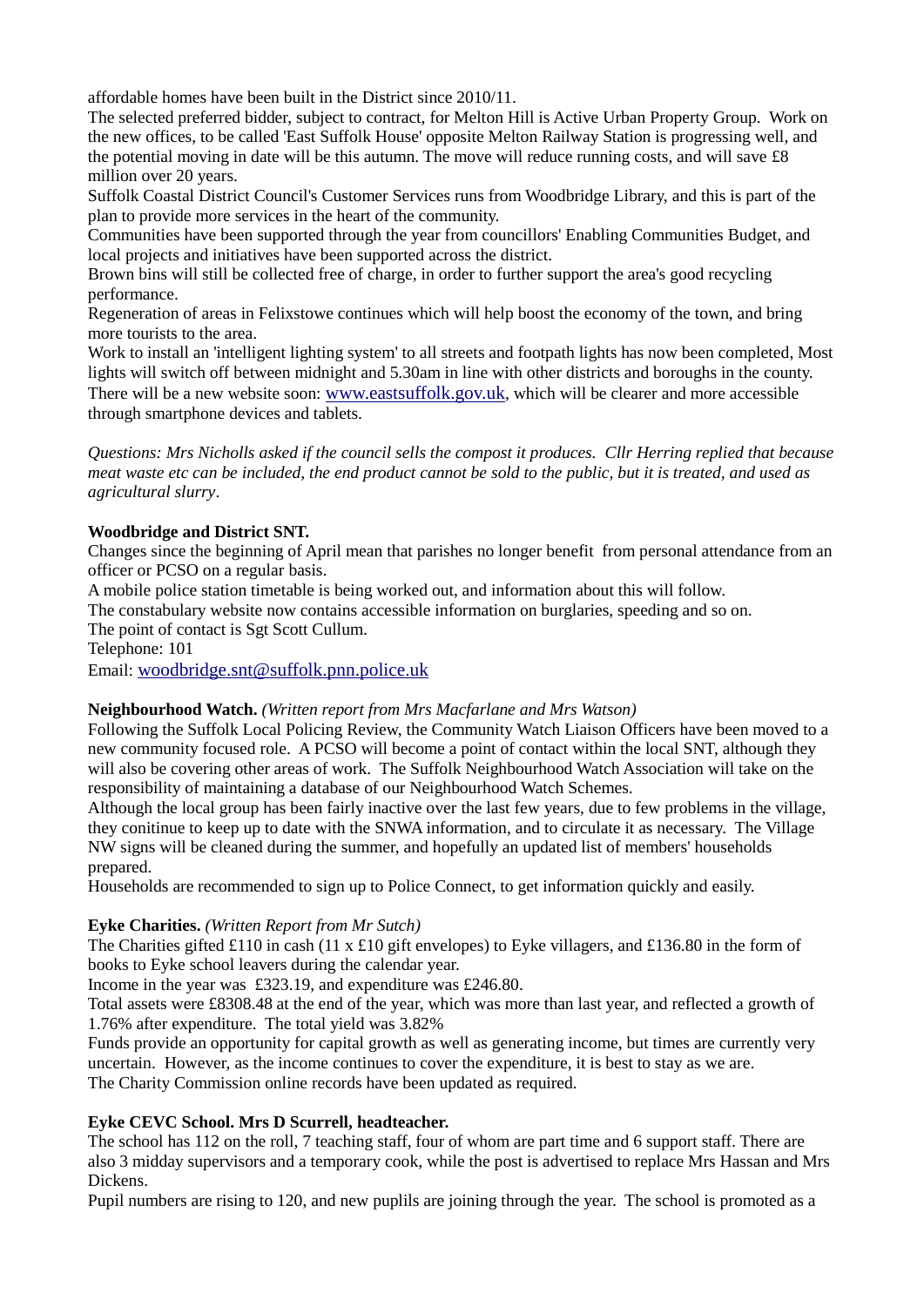affordable homes have been built in the District since 2010/11.

The selected preferred bidder, subject to contract, for Melton Hill is Active Urban Property Group. Work on the new offices, to be called 'East Suffolk House' opposite Melton Railway Station is progressing well, and the potential moving in date will be this autumn. The move will reduce running costs, and will save £8 million over 20 years.

Suffolk Coastal District Council's Customer Services runs from Woodbridge Library, and this is part of the plan to provide more services in the heart of the community.

Communities have been supported through the year from councillors' Enabling Communities Budget, and local projects and initiatives have been supported across the district.

Brown bins will still be collected free of charge, in order to further support the area's good recycling performance.

Regeneration of areas in Felixstowe continues which will help boost the economy of the town, and bring more tourists to the area.

Work to install an 'intelligent lighting system' to all streets and footpath lights has now been completed, Most lights will switch off between midnight and 5.30am in line with other districts and boroughs in the county.

There will be a new website soon: www.eastsuffolk.gov.uk, which will be clearer and more accessible through smartphone devices and tablets.

*Questions: Mrs Nicholls asked if the council sells the compost it produces. Cllr Herring replied that because meat waste etc can be included, the end product cannot be sold to the public, but it is treated, and used as agricultural slurry*.

**Woodbridge and District SNT.**

Changes since the beginning of April mean that parishes no longer benefit from personal attendance from an officer or PCSO on a regular basis.

A mobile police station timetable is being worked out, and information about this will follow.

The constabulary website now contains accessible information on burglaries, speeding and so on.

The point of contact is Sgt Scott Cullum.

Telephone: 101

Email: woodbridge.snt@suffolk.pnn.police.uk

**Neighbourhood Watch.** *(Written report from Mrs Macfarlane and Mrs Watson)*

Following the Suffolk Local Policing Review, the Community Watch Liaison Officers have been moved to a new community focused role. A PCSO will become a point of contact within the local SNT, although they will also be covering other areas of work. The Suffolk Neighbourhood Watch Association will take on the responsibility of maintaining a database of our Neighbourhood Watch Schemes.

Although the local group has been fairly inactive over the last few years, due to few problems in the village, they conitinue to keep up to date with the SNWA information, and to circulate it as necessary. The Village NW signs will be cleaned during the summer, and hopefully an updated list of members' households prepared.

Households are recommended to sign up to Police Connect, to get information quickly and easily.

**Eyke Charities.** *(Written Report from Mr Sutch)*

The Charities gifted £110 in cash (11 x £10 gift envelopes) to Eyke villagers, and £136.80 in the form of books to Eyke school leavers during the calendar year.

Income in the year was £323.19, and expenditure was £246.80.

Total assets were £8308.48 at the end of the year, which was more than last year, and reflected a growth of 1.76% after expenditure. The total yield was 3.82%

Funds provide an opportunity for capital growth as well as generating income, but times are currently very uncertain. However, as the income continues to cover the expenditure, it is best to stay as we are.

The Charity Commission online records have been updated as required.

**Eyke CEVC School. Mrs D Scurrell, headteacher.**

The school has 112 on the roll, 7 teaching staff, four of whom are part time and 6 support staff. There are also 3 midday supervisors and a temporary cook, while the post is advertised to replace Mrs Hassan and Mrs Dickens.

Pupil numbers are rising to 120, and new puplils are joining through the year. The school is promoted as a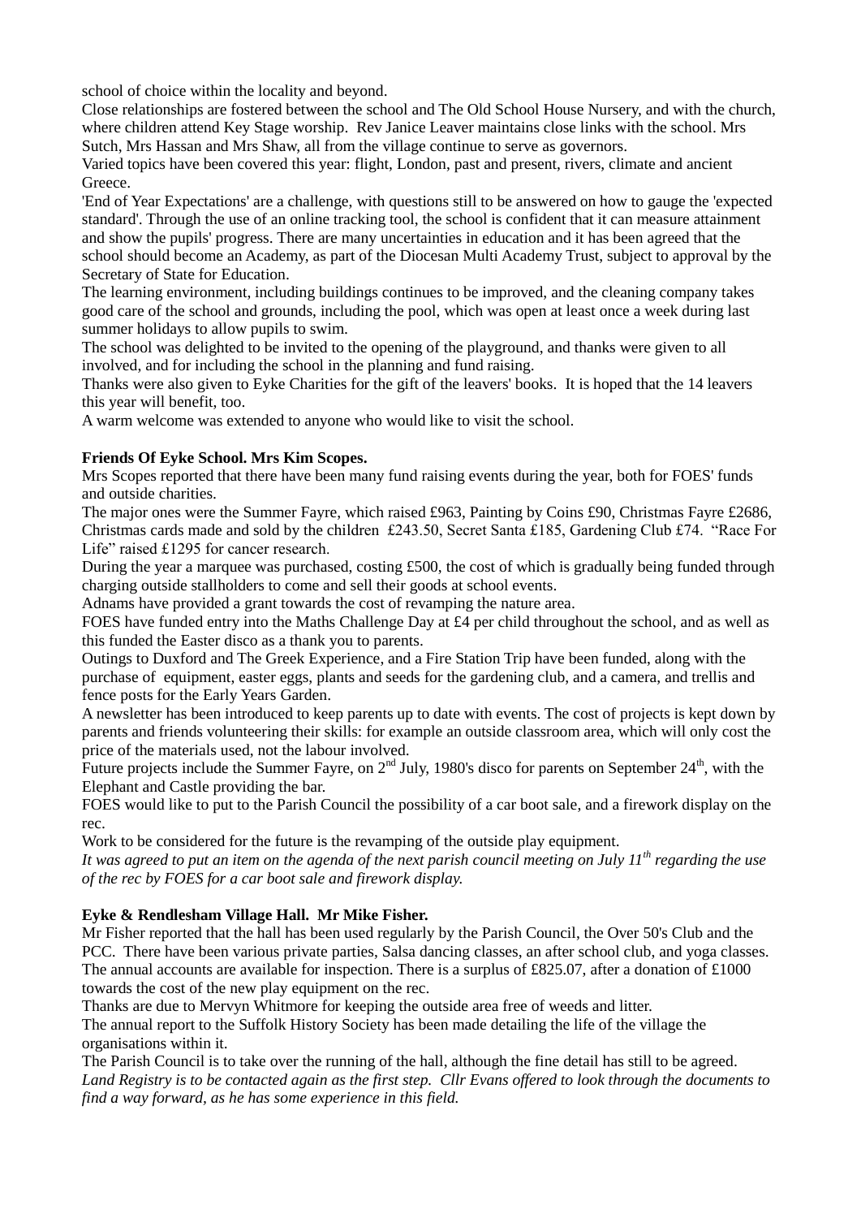school of choice within the locality and beyond.

Close relationships are fostered between the school and The Old School House Nursery, and with the church, where children attend Key Stage worship. Rev Janice Leaver maintains close links with the school. Mrs Sutch, Mrs Hassan and Mrs Shaw, all from the village continue to serve as governors.

Varied topics have been covered this year: flight, London, past and present, rivers, climate and ancient Greece.

'End of Year Expectations' are a challenge, with questions still to be answered on how to gauge the 'expected standard'. Through the use of an online tracking tool, the school is confident that it can measure attainment and show the pupils' progress. There are many uncertainties in education and it has been agreed that the school should become an Academy, as part of the Diocesan Multi Academy Trust, subject to approval by the Secretary of State for Education.

The learning environment, including buildings continues to be improved, and the cleaning company takes good care of the school and grounds, including the pool, which was open at least once a week during last summer holidays to allow pupils to swim.

The school was delighted to be invited to the opening of the playground, and thanks were given to all involved, and for including the school in the planning and fund raising.

Thanks were also given to Eyke Charities for the gift of the leavers' books. It is hoped that the 14 leavers this year will benefit, too.

A warm welcome was extended to anyone who would like to visit the school.

**Friends Of Eyke School. Mrs Kim Scopes.**

Mrs Scopes reported that there have been many fund raising events during the year, both for FOES' funds and outside charities.

The major ones were the Summer Fayre, which raised £963, Painting by Coins £90, Christmas Fayre £2686, Christmas cards made and sold by the children £243.50, Secret Santa £185, Gardening Club £74. "Race For Life" raised £1295 for cancer research.

During the year a marquee was purchased, costing £500, the cost of which is gradually being funded through charging outside stallholders to come and sell their goods at school events.

Adnams have provided a grant towards the cost of revamping the nature area.

FOES have funded entry into the Maths Challenge Day at £4 per child throughout the school, and as well as this funded the Easter disco as a thank you to parents.

Outings to Duxford and The Greek Experience, and a Fire Station Trip have been funded, along with the purchase of equipment, easter eggs, plants and seeds for the gardening club, and a camera, and trellis and fence posts for the Early Years Garden.

A newsletter has been introduced to keep parents up to date with events. The cost of projects is kept down by parents and friends volunteering their skills: for example an outside classroom area, which will only cost the price of the materials used, not the labour involved.

Future projects include the Summer Fayre, on 2nd July, 1980's disco for parents on September 24th, with the Elephant and Castle providing the bar.

FOES would like to put to the Parish Council the possibility of a car boot sale, and a firework display on the rec.

Work to be considered for the future is the revamping of the outside play equipment.

*It was agreed to put an item on the agenda of the next parish council meeting on July 11th regarding the use of the rec by FOES for a car boot sale and firework display.*

**Eyke & Rendlesham Village Hall. Mr Mike Fisher.**

Mr Fisher reported that the hall has been used regularly by the Parish Council, the Over 50's Club and the PCC. There have been various private parties, Salsa dancing classes, an after school club, and yoga classes. The annual accounts are available for inspection. There is a surplus of £825.07, after a donation of £1000 towards the cost of the new play equipment on the rec.

Thanks are due to Mervyn Whitmore for keeping the outside area free of weeds and litter.

The annual report to the Suffolk History Society has been made detailing the life of the village the organisations within it.

The Parish Council is to take over the running of the hall, although the fine detail has still to be agreed.

*Land Registry is to be contacted again as the first step. Cllr Evans offered to look through the documents to find a way forward, as he has some experience in this field.*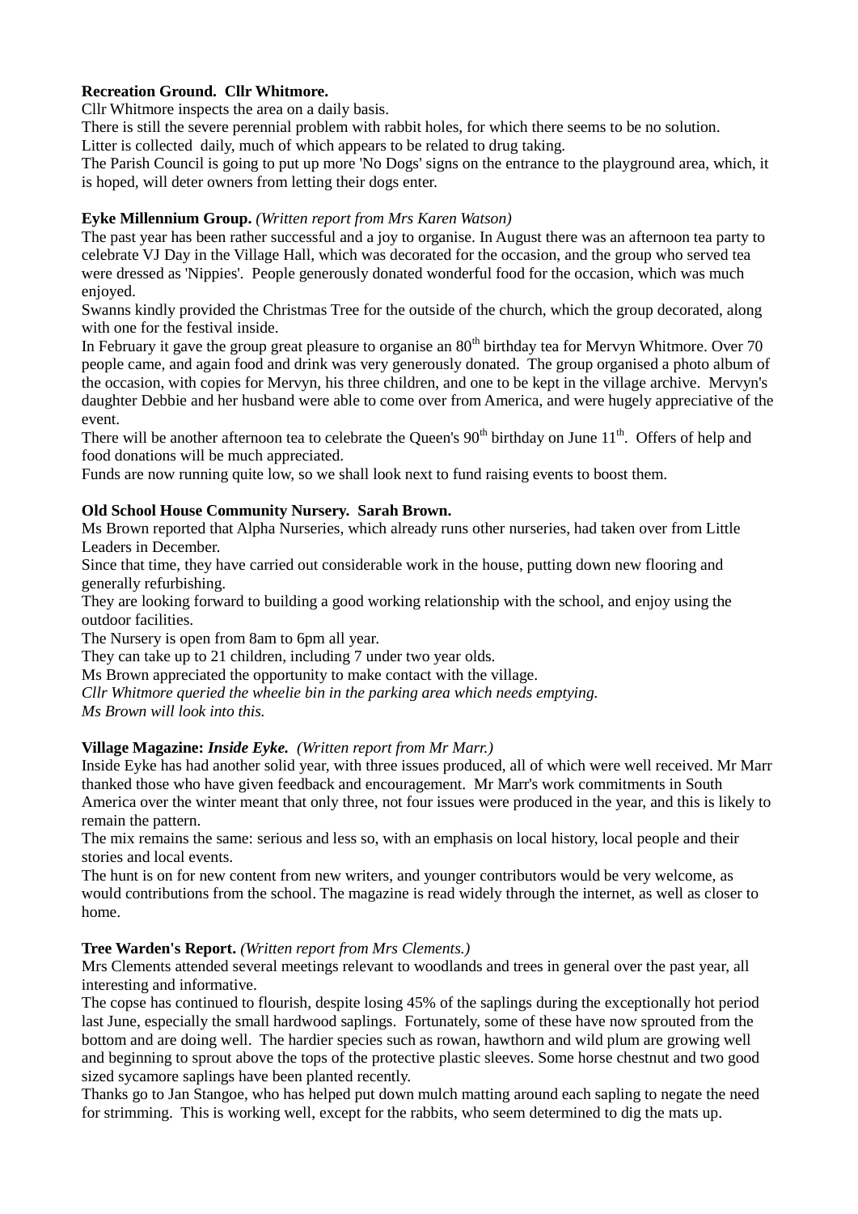**Recreation Ground. Cllr Whitmore.**

Cllr Whitmore inspects the area on a daily basis.
There is still the severe perennial problem with rabbit holes, for which there seems to be no solution.
Litter is collected daily, much of which appears to be related to drug taking.
The Parish Council is going to put up more 'No Dogs' signs on the entrance to the playground area, which, it is hoped, will deter owners from letting their dogs enter.

**Eyke Millennium Group.** *(Written report from Mrs Karen Watson)*

The past year has been rather successful and a joy to organise. In August there was an afternoon tea party to celebrate VJ Day in the Village Hall, which was decorated for the occasion, and the group who served tea were dressed as 'Nippies'. People generously donated wonderful food for the occasion, which was much enjoyed.
Swanns kindly provided the Christmas Tree for the outside of the church, which the group decorated, along with one for the festival inside.
In February it gave the group great pleasure to organise an 80th birthday tea for Mervyn Whitmore. Over 70 people came, and again food and drink was very generously donated. The group organised a photo album of the occasion, with copies for Mervyn, his three children, and one to be kept in the village archive. Mervyn's daughter Debbie and her husband were able to come over from America, and were hugely appreciative of the event.
There will be another afternoon tea to celebrate the Queen's 90th birthday on June 11th. Offers of help and food donations will be much appreciated.
Funds are now running quite low, so we shall look next to fund raising events to boost them.

**Old School House Community Nursery. Sarah Brown.**

Ms Brown reported that Alpha Nurseries, which already runs other nurseries, had taken over from Little Leaders in December.
Since that time, they have carried out considerable work in the house, putting down new flooring and generally refurbishing.
They are looking forward to building a good working relationship with the school, and enjoy using the outdoor facilities.
The Nursery is open from 8am to 6pm all year.
They can take up to 21 children, including 7 under two year olds.
Ms Brown appreciated the opportunity to make contact with the village.
*Cllr Whitmore queried the wheelie bin in the parking area which needs emptying.*
*Ms Brown will look into this.*

**Village Magazine: *Inside Eyke.*** *(Written report from Mr Marr.)*

Inside Eyke has had another solid year, with three issues produced, all of which were well received. Mr Marr thanked those who have given feedback and encouragement. Mr Marr's work commitments in South America over the winter meant that only three, not four issues were produced in the year, and this is likely to remain the pattern.
The mix remains the same: serious and less so, with an emphasis on local history, local people and their stories and local events.
The hunt is on for new content from new writers, and younger contributors would be very welcome, as would contributions from the school. The magazine is read widely through the internet, as well as closer to home.

**Tree Warden's Report.** *(Written report from Mrs Clements.)*

Mrs Clements attended several meetings relevant to woodlands and trees in general over the past year, all interesting and informative.
The copse has continued to flourish, despite losing 45% of the saplings during the exceptionally hot period last June, especially the small hardwood saplings. Fortunately, some of these have now sprouted from the bottom and are doing well. The hardier species such as rowan, hawthorn and wild plum are growing well and beginning to sprout above the tops of the protective plastic sleeves. Some horse chestnut and two good sized sycamore saplings have been planted recently.
Thanks go to Jan Stangoe, who has helped put down mulch matting around each sapling to negate the need for strimming. This is working well, except for the rabbits, who seem determined to dig the mats up.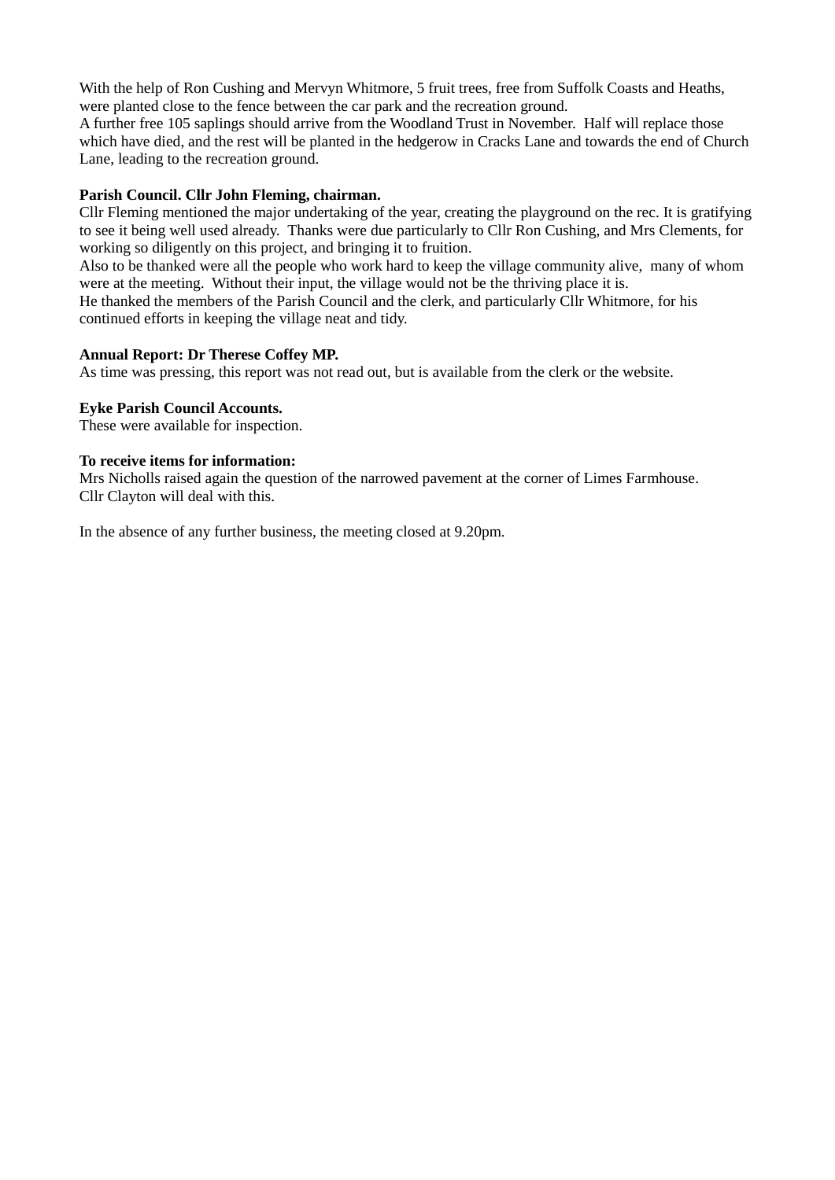With the help of Ron Cushing and Mervyn Whitmore, 5 fruit trees, free from Suffolk Coasts and Heaths, were planted close to the fence between the car park and the recreation ground.
A further free 105 saplings should arrive from the Woodland Trust in November. Half will replace those which have died, and the rest will be planted in the hedgerow in Cracks Lane and towards the end of Church Lane, leading to the recreation ground.

**Parish Council. Cllr John Fleming, chairman.**
Cllr Fleming mentioned the major undertaking of the year, creating the playground on the rec. It is gratifying to see it being well used already. Thanks were due particularly to Cllr Ron Cushing, and Mrs Clements, for working so diligently on this project, and bringing it to fruition.
Also to be thanked were all the people who work hard to keep the village community alive, many of whom were at the meeting. Without their input, the village would not be the thriving place it is.
He thanked the members of the Parish Council and the clerk, and particularly Cllr Whitmore, for his continued efforts in keeping the village neat and tidy.

**Annual Report: Dr Therese Coffey MP.**
As time was pressing, this report was not read out, but is available from the clerk or the website.

**Eyke Parish Council Accounts.**
These were available for inspection.

**To receive items for information:**
Mrs Nicholls raised again the question of the narrowed pavement at the corner of Limes Farmhouse.
Cllr Clayton will deal with this.

In the absence of any further business, the meeting closed at 9.20pm.